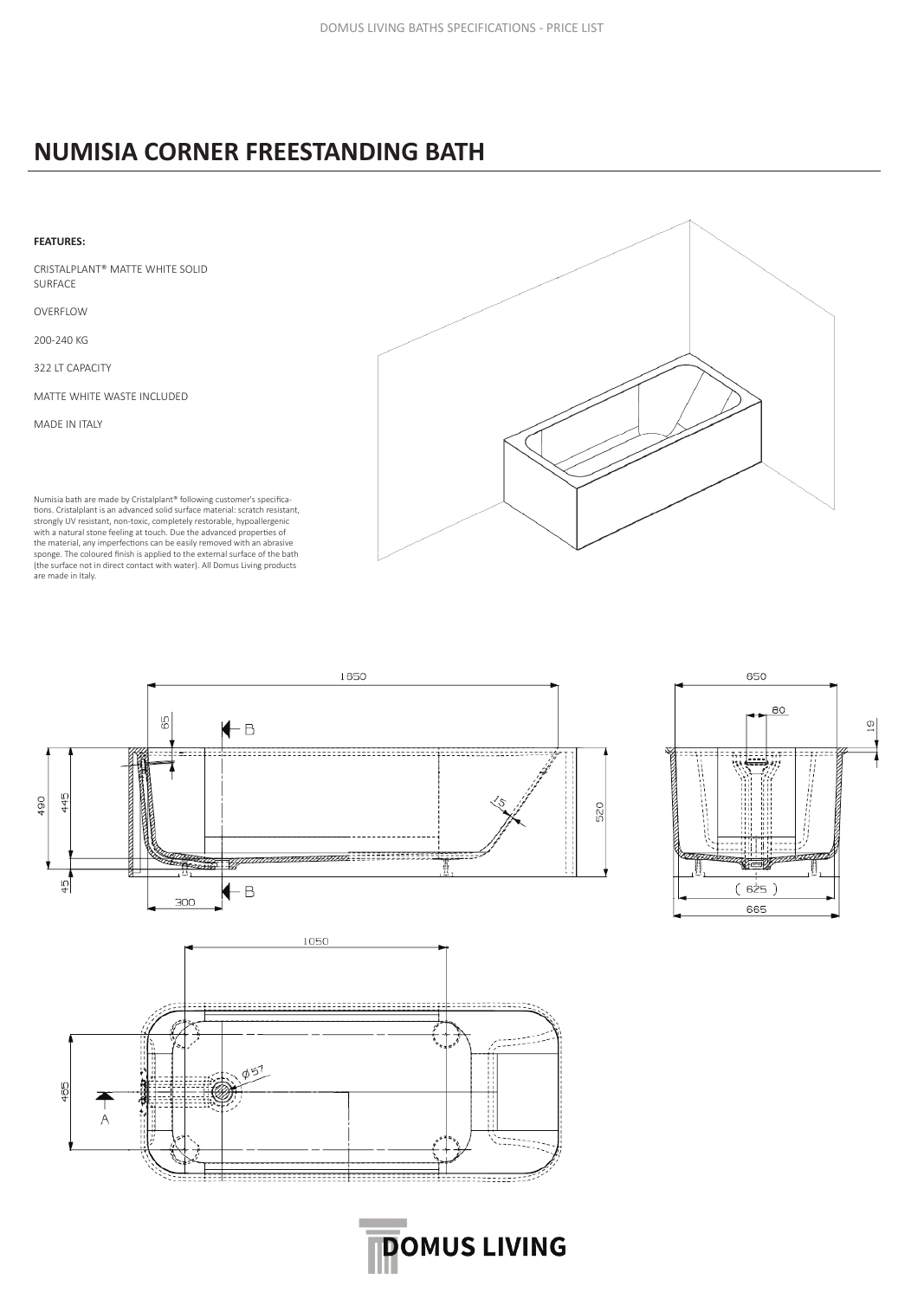# NUMISIA CORNER FREESTANDING BATH

**FEATURES:**

CRISTALPLANT® MATTE WHITE SOLID SURFACE

OVERFLOW

200-240 KG

322 LT CAPACITY

MATTE WHITE WASTE INCLUDED

MADE IN ITALY

Numisia bath are made by Cristalplant® following customer's specifications. Cristalplant is an advanced solid surface material: scratch resistant, strongly UV resistant, non-toxic, completely restorable, hypoallergenic with a natural stone feeling at touch. Due the advanced properties of the material, any imperfections can be easily removed with an abrasive sponge. The coloured finish is applied to the external surface of the bath (the surface not in direct contact with water). All Domus Living products are made in Italy.

DOMUS LIVING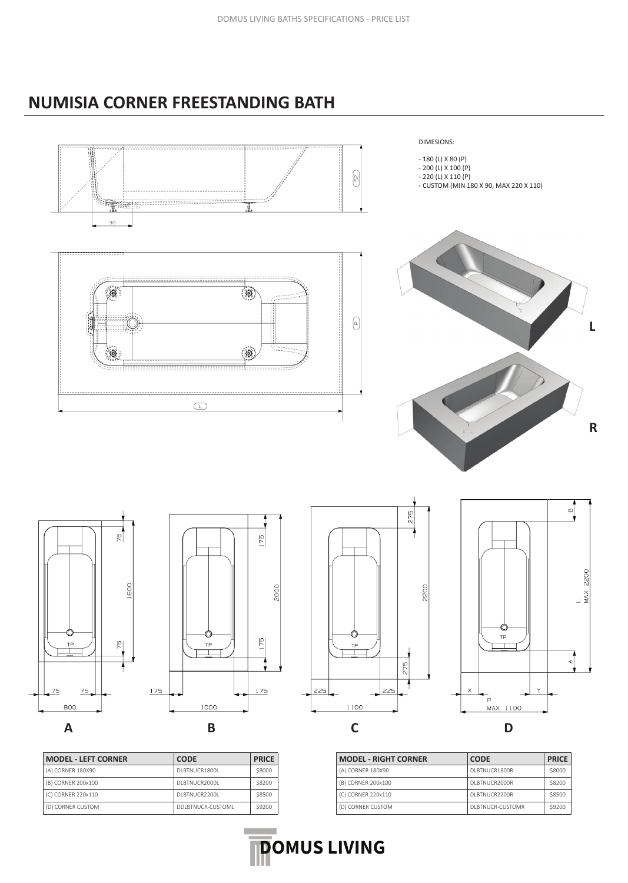## NUMISIA CORNER FREESTANDING BATH

DIMESIONS:

- 180 (L) X 80 (P)
- 200 (L) X 100 (P)
- 220 (L) X 110 (P)
- CUSTOM (MIN 180 X 90, MAX 220 X 110)

L

R

A

B

C

D

| MODEL - LEFT CORNER | CODE | PRICE |
|---|---|---|
| (A) CORNER 180X90 | DLBTNUCR1800L | $8000 |
| (B) CORNER 200x100 | DLBTNUCR2000L | $8200 |
| (C) CORNER 220x110 | DLBTNUCR2200L | $8500 |
| (D) CORNER CUSTOM | DDLBTNUCR-CUSTOML | $9200 |

| MODEL - RIGHT CORNER | CODE | PRICE |
|---|---|---|
| (A) CORNER 180X90 | DLBTNUCR1800R | $8000 |
| (B) CORNER 200x100 | DLBTNUCR2000R | $8200 |
| (C) CORNER 220x110 | DLBTNUCR2200R | $8500 |
| (D) CORNER CUSTOM | DLBTNUCR-CUSTOMR | $9200 |

**DOMUS LIVING**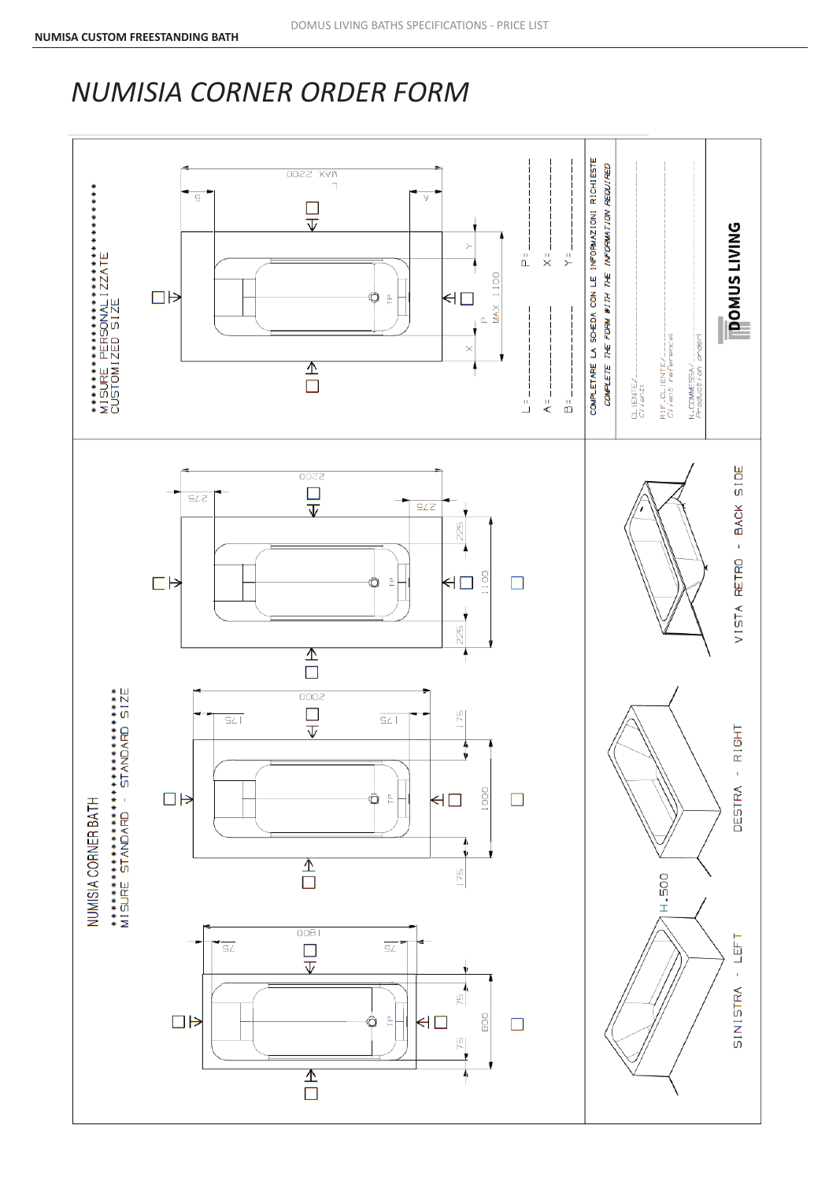# NUMISIA CORNER ORDER FORM

NUMISIA CORNER BATH

MISURE STANDARD - STANDARD SIZE

1800

75

75

75

75

800

2000

175

175

175

175

1000

2200

275

275

225

225

1100

H.500

SINISTRA - LEFT

DESTRA - RIGHT

VISTA RETRO - BACK SIDE

MISURE PERSONALIZZATE

CUSTOMIZED SIZE

MAX 2200

L

B

A

P

MAX 1100

X

Y

L = ____________

A = ____________

B = ____________

P = ____________

X = ____________

Y = ____________

COMPLETARE LA SCHEDA CON LE INFORMAZIONI RICHIESTE

*COMPLETE THE FORM WITH THE INFORMATION REQUIRED*

CLIENTE/
*Client:* ____________

RIF. CLIENTE/
*Client reference:* ____________

N. COMMESSA/
*Production order:* ____________

DOMUS LIVING